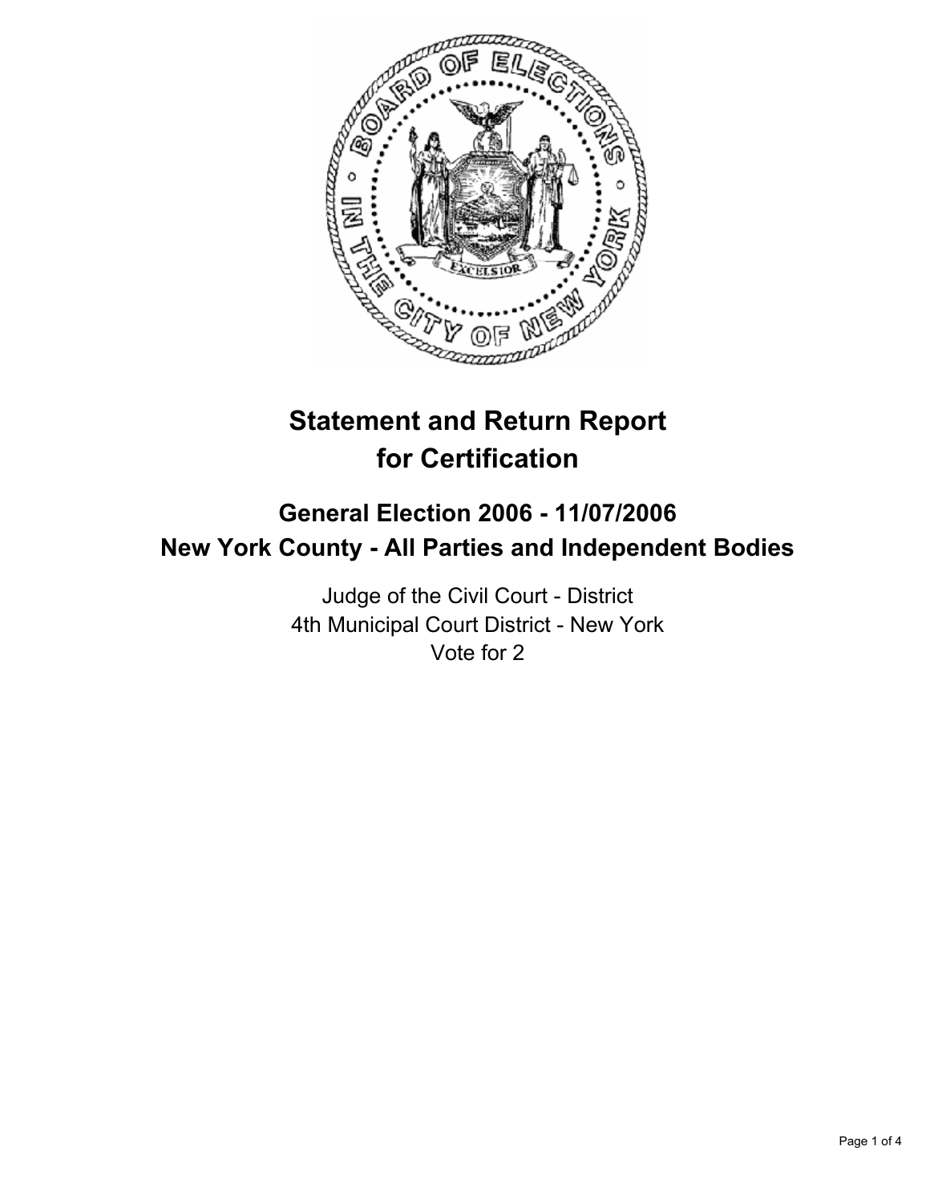# Statement and Return Report for Certification

## General Election 2006 - 11/07/2006
## New York County - All Parties and Independent Bodies

Judge of the Civil Court - District
4th Municipal Court District - New York
Vote for 2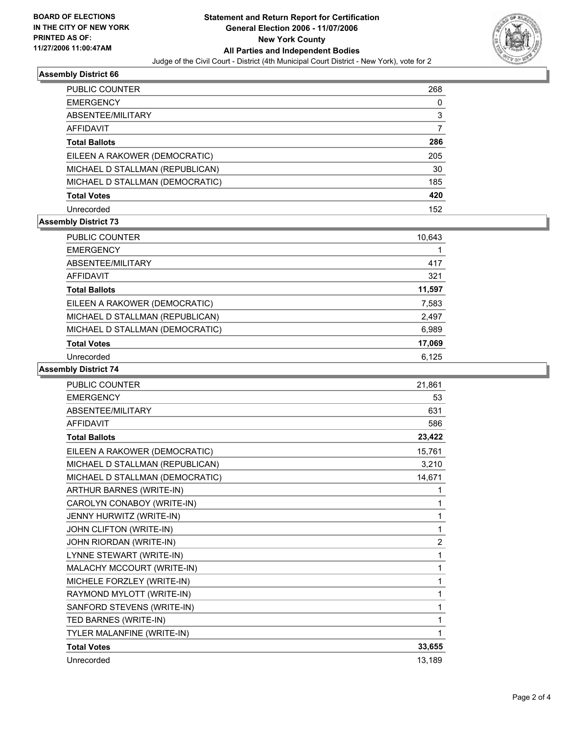**BOARD OF ELECTIONS IN THE CITY OF NEW YORK PRINTED AS OF: 11/27/2006 11:00:47AM**

# Statement and Return Report for Certification
## General Election 2006 - 11/07/2006
## New York County
## All Parties and Independent Bodies
Judge of the Civil Court - District (4th Municipal Court District - New York), vote for 2

### Assembly District 66

| | |
|---|---|
| PUBLIC COUNTER | 268 |
| EMERGENCY | 0 |
| ABSENTEE/MILITARY | 3 |
| AFFIDAVIT | 7 |
| **Total Ballots** | **286** |
| EILEEN A RAKOWER (DEMOCRATIC) | 205 |
| MICHAEL D STALLMAN (REPUBLICAN) | 30 |
| MICHAEL D STALLMAN (DEMOCRATIC) | 185 |
| **Total Votes** | **420** |
| Unrecorded | 152 |

### Assembly District 73

| | |
|---|---|
| PUBLIC COUNTER | 10,643 |
| EMERGENCY | 1 |
| ABSENTEE/MILITARY | 417 |
| AFFIDAVIT | 321 |
| **Total Ballots** | **11,597** |
| EILEEN A RAKOWER (DEMOCRATIC) | 7,583 |
| MICHAEL D STALLMAN (REPUBLICAN) | 2,497 |
| MICHAEL D STALLMAN (DEMOCRATIC) | 6,989 |
| **Total Votes** | **17,069** |
| Unrecorded | 6,125 |

### Assembly District 74

| | |
|---|---|
| PUBLIC COUNTER | 21,861 |
| EMERGENCY | 53 |
| ABSENTEE/MILITARY | 631 |
| AFFIDAVIT | 586 |
| **Total Ballots** | **23,422** |
| EILEEN A RAKOWER (DEMOCRATIC) | 15,761 |
| MICHAEL D STALLMAN (REPUBLICAN) | 3,210 |
| MICHAEL D STALLMAN (DEMOCRATIC) | 14,671 |
| ARTHUR BARNES (WRITE-IN) | 1 |
| CAROLYN CONABOY (WRITE-IN) | 1 |
| JENNY HURWITZ (WRITE-IN) | 1 |
| JOHN CLIFTON (WRITE-IN) | 1 |
| JOHN RIORDAN (WRITE-IN) | 2 |
| LYNNE STEWART (WRITE-IN) | 1 |
| MALACHY MCCOURT (WRITE-IN) | 1 |
| MICHELE FORZLEY (WRITE-IN) | 1 |
| RAYMOND MYLOTT (WRITE-IN) | 1 |
| SANFORD STEVENS (WRITE-IN) | 1 |
| TED BARNES (WRITE-IN) | 1 |
| TYLER MALANFINE (WRITE-IN) | 1 |
| **Total Votes** | **33,655** |
| Unrecorded | 13,189 |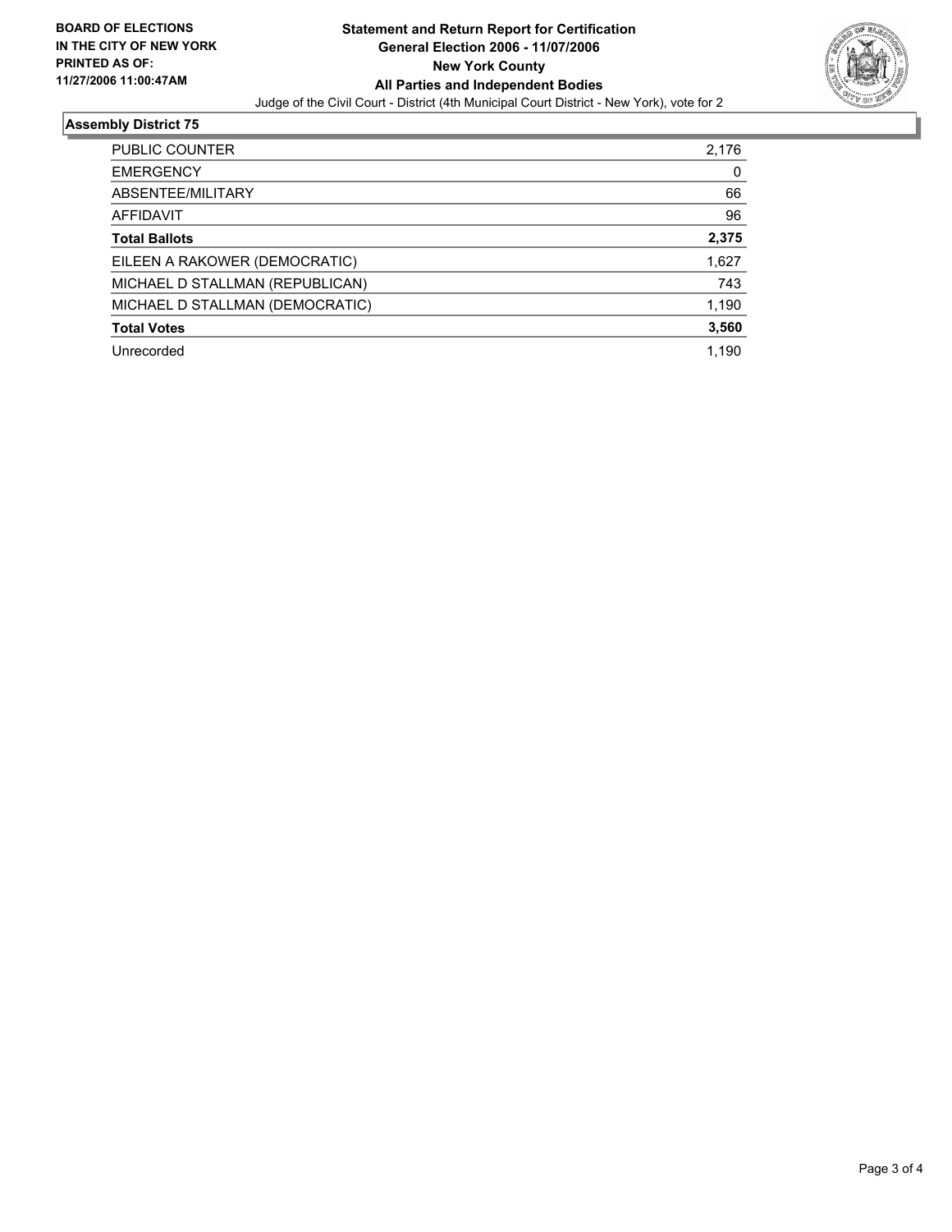**BOARD OF ELECTIONS IN THE CITY OF NEW YORK PRINTED AS OF: 11/27/2006 11:00:47AM**

# Statement and Return Report for Certification
## General Election 2006 - 11/07/2006
## New York County
## All Parties and Independent Bodies

Judge of the Civil Court - District (4th Municipal Court District - New York), vote for 2

### Assembly District 75

| | |
|---|---|
| PUBLIC COUNTER | 2,176 |
| EMERGENCY | 0 |
| ABSENTEE/MILITARY | 66 |
| AFFIDAVIT | 96 |
| **Total Ballots** | **2,375** |
| EILEEN A RAKOWER (DEMOCRATIC) | 1,627 |
| MICHAEL D STALLMAN (REPUBLICAN) | 743 |
| MICHAEL D STALLMAN (DEMOCRATIC) | 1,190 |
| **Total Votes** | **3,560** |
| Unrecorded | 1,190 |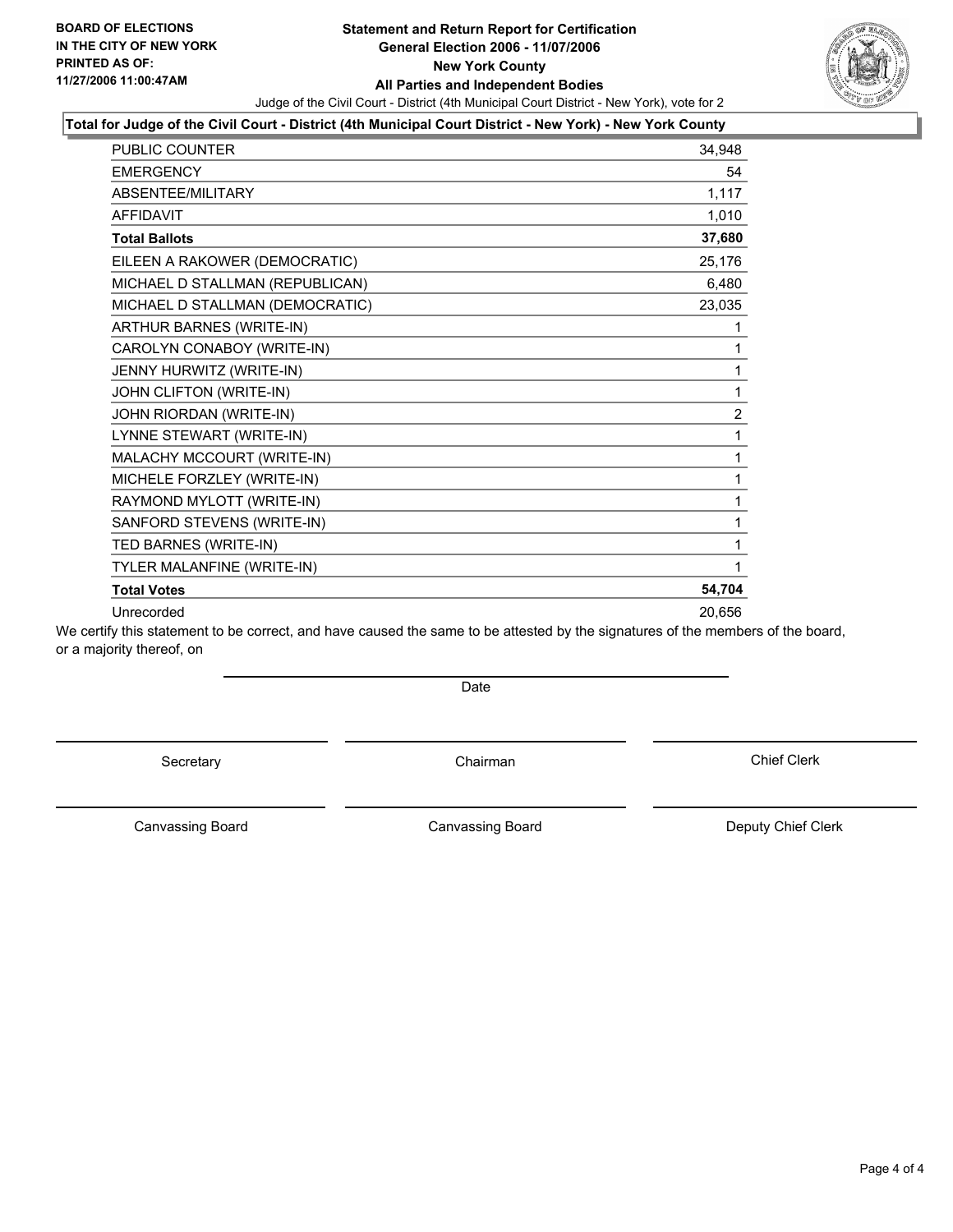**BOARD OF ELECTIONS IN THE CITY OF NEW YORK PRINTED AS OF: 11/27/2006 11:00:47AM**

# Statement and Return Report for Certification
## General Election 2006 - 11/07/2006
## New York County
## All Parties and Independent Bodies

Judge of the Civil Court - District (4th Municipal Court District - New York), vote for 2

**Total for Judge of the Civil Court - District (4th Municipal Court District - New York) - New York County**

| | |
|---|---|
| PUBLIC COUNTER | 34,948 |
| EMERGENCY | 54 |
| ABSENTEE/MILITARY | 1,117 |
| AFFIDAVIT | 1,010 |
| **Total Ballots** | **37,680** |
| EILEEN A RAKOWER (DEMOCRATIC) | 25,176 |
| MICHAEL D STALLMAN (REPUBLICAN) | 6,480 |
| MICHAEL D STALLMAN (DEMOCRATIC) | 23,035 |
| ARTHUR BARNES (WRITE-IN) | 1 |
| CAROLYN CONABOY (WRITE-IN) | 1 |
| JENNY HURWITZ (WRITE-IN) | 1 |
| JOHN CLIFTON (WRITE-IN) | 1 |
| JOHN RIORDAN (WRITE-IN) | 2 |
| LYNNE STEWART (WRITE-IN) | 1 |
| MALACHY MCCOURT (WRITE-IN) | 1 |
| MICHELE FORZLEY (WRITE-IN) | 1 |
| RAYMOND MYLOTT (WRITE-IN) | 1 |
| SANFORD STEVENS (WRITE-IN) | 1 |
| TED BARNES (WRITE-IN) | 1 |
| TYLER MALANFINE (WRITE-IN) | 1 |
| **Total Votes** | **54,704** |
| Unrecorded | 20,656 |

We certify this statement to be correct, and have caused the same to be attested by the signatures of the members of the board, or a majority thereof, on

Date

| | | |
|---|---|---|
| Secretary | Chairman | Chief Clerk |
| Canvassing Board | Canvassing Board | Deputy Chief Clerk |